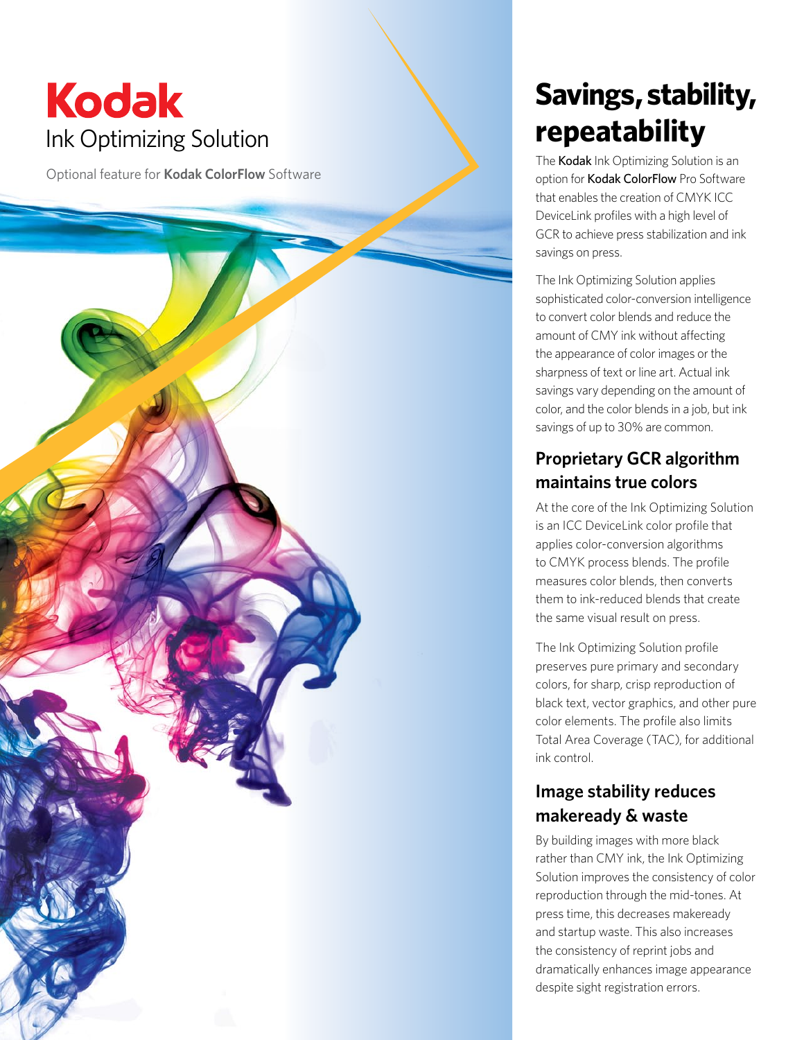# Kodak Ink Optimizing Solution

Optional feature for **Kodak ColorFlow** Software

## Savings, stability, repeatability

The **Kodak** Ink Optimizing Solution is an option for **Kodak ColorFlow** Pro Software that enables the creation of CMYK ICC DeviceLink profiles with a high level of GCR to achieve press stabilization and ink savings on press.

The Ink Optimizing Solution applies sophisticated color-conversion intelligence to convert color blends and reduce the amount of CMY ink without affecting the appearance of color images or the sharpness of text or line art. Actual ink savings vary depending on the amount of color, and the color blends in a job, but ink savings of up to 30% are common.

### Proprietary GCR algorithm maintains true colors

At the core of the Ink Optimizing Solution is an ICC DeviceLink color profile that applies color-conversion algorithms to CMYK process blends. The profile measures color blends, then converts them to ink-reduced blends that create the same visual result on press.

The Ink Optimizing Solution profile preserves pure primary and secondary colors, for sharp, crisp reproduction of black text, vector graphics, and other pure color elements. The profile also limits Total Area Coverage (TAC), for additional ink control.

### Image stability reduces makeready & waste

By building images with more black rather than CMY ink, the Ink Optimizing Solution improves the consistency of color reproduction through the mid-tones. At press time, this decreases makeready and startup waste. This also increases the consistency of reprint jobs and dramatically enhances image appearance despite sight registration errors.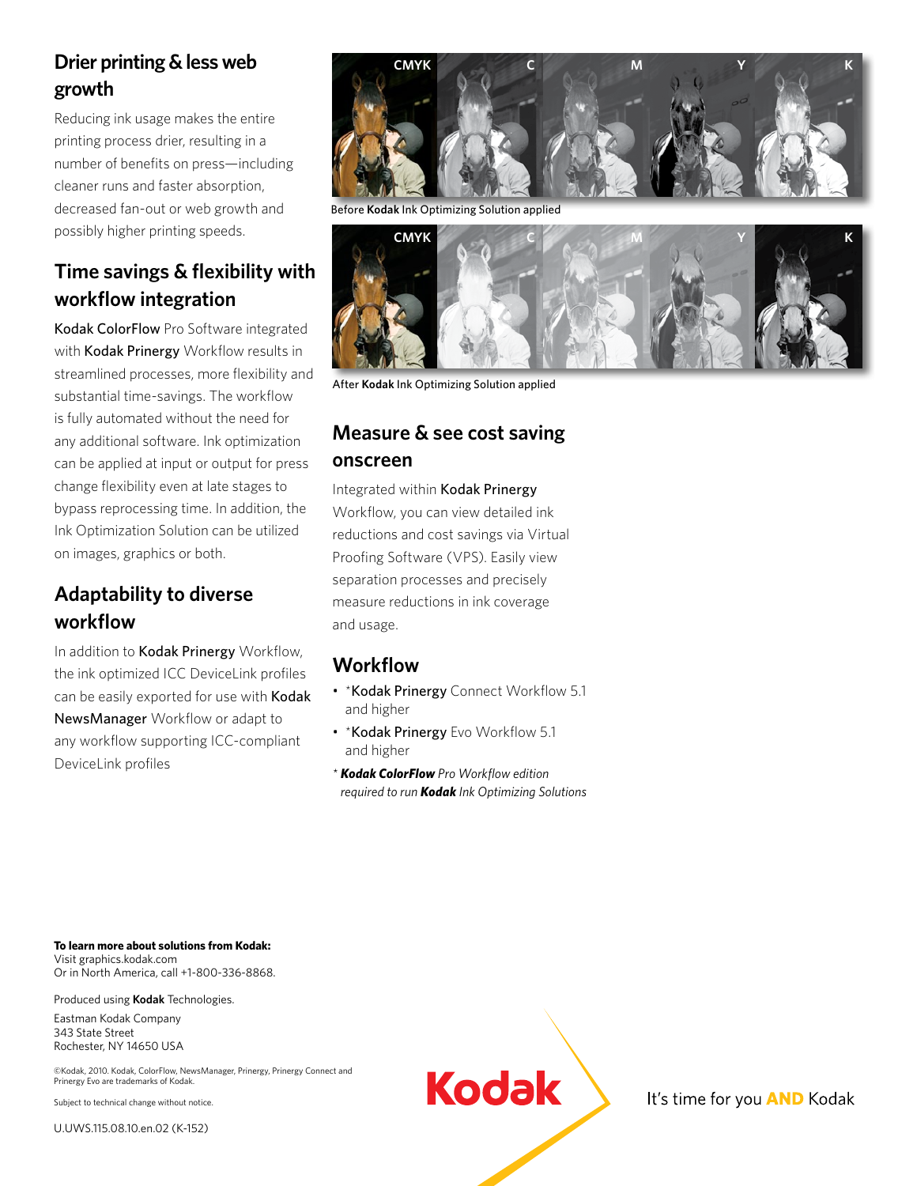## Drier printing & less web growth

Reducing ink usage makes the entire printing process drier, resulting in a number of benefits on press—including cleaner runs and faster absorption, decreased fan-out or web growth and possibly higher printing speeds.

## Time savings & flexibility with workflow integration

Kodak ColorFlow Pro Software integrated with Kodak Prinergy Workflow results in streamlined processes, more flexibility and substantial time-savings. The workflow is fully automated without the need for any additional software. Ink optimization can be applied at input or output for press change flexibility even at late stages to bypass reprocessing time. In addition, the Ink Optimization Solution can be utilized on images, graphics or both.

## Adaptability to diverse workflow

In addition to Kodak Prinergy Workflow, the ink optimized ICC DeviceLink profiles can be easily exported for use with Kodak NewsManager Workflow or adapt to any workflow supporting ICC-compliant DeviceLink profiles

CMYK C M Y K

Before **Kodak** Ink Optimizing Solution applied

CMYK C M Y K

After **Kodak** Ink Optimizing Solution applied

## Measure & see cost saving onscreen

Integrated within Kodak Prinergy Workflow, you can view detailed ink reductions and cost savings via Virtual Proofing Software (VPS). Easily view separation processes and precisely measure reductions in ink coverage and usage.

## Workflow

- *Kodak Prinergy Connect Workflow 5.1 and higher
- *Kodak Prinergy Evo Workflow 5.1 and higher

\* ***Kodak ColorFlow** Pro Workflow edition required to run **Kodak** Ink Optimizing Solutions*

**To learn more about solutions from Kodak:**
Visit graphics.kodak.com
Or in North America, call +1-800-336-8868.

Produced using **Kodak** Technologies.

Eastman Kodak Company
343 State Street
Rochester, NY 14650 USA

©Kodak, 2010. Kodak, ColorFlow, NewsManager, Prinergy, Prinergy Connect and Prinergy Evo are trademarks of Kodak.

Subject to technical change without notice.

U.UWS.115.08.10.en.02 (K-152)

Kodak

It's time for you **AND** Kodak